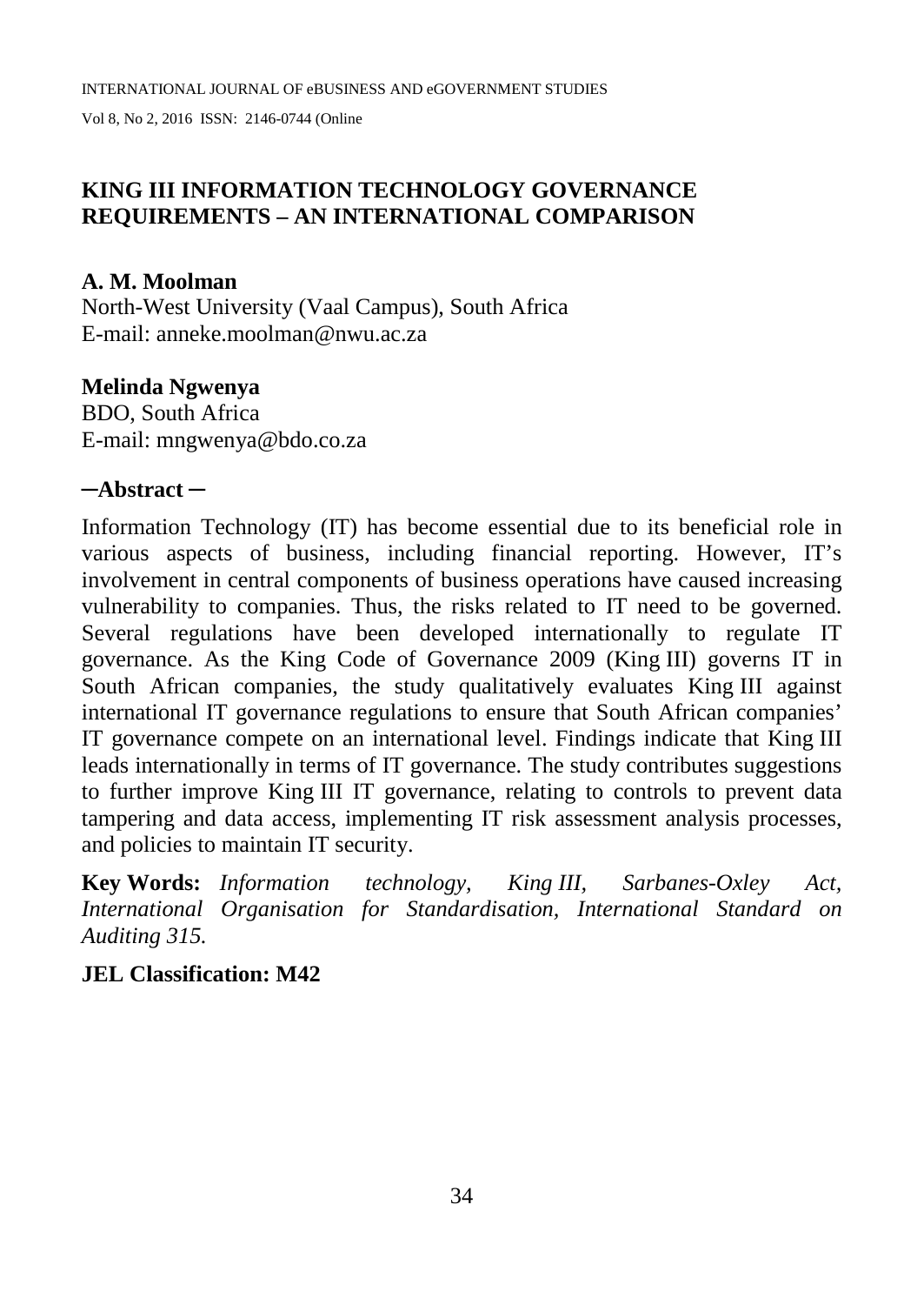# KING III INFORMATION TECHNOLOGY GOVERNANCE REQUIREMENTS – AN INTERNATIONAL COMPARISON

**A. M. Moolman**
North-West University (Vaal Campus), South Africa
E-mail: anneke.moolman@nwu.ac.za

**Melinda Ngwenya**
BDO, South Africa
E-mail: mngwenya@bdo.co.za

## ─Abstract ─

Information Technology (IT) has become essential due to its beneficial role in various aspects of business, including financial reporting. However, IT's involvement in central components of business operations have caused increasing vulnerability to companies. Thus, the risks related to IT need to be governed. Several regulations have been developed internationally to regulate IT governance. As the King Code of Governance 2009 (King III) governs IT in South African companies, the study qualitatively evaluates King III against international IT governance regulations to ensure that South African companies' IT governance compete on an international level. Findings indicate that King III leads internationally in terms of IT governance. The study contributes suggestions to further improve King III IT governance, relating to controls to prevent data tampering and data access, implementing IT risk assessment analysis processes, and policies to maintain IT security.

**Key Words:** *Information technology, King III, Sarbanes-Oxley Act, International Organisation for Standardisation, International Standard on Auditing 315.*

**JEL Classification: M42**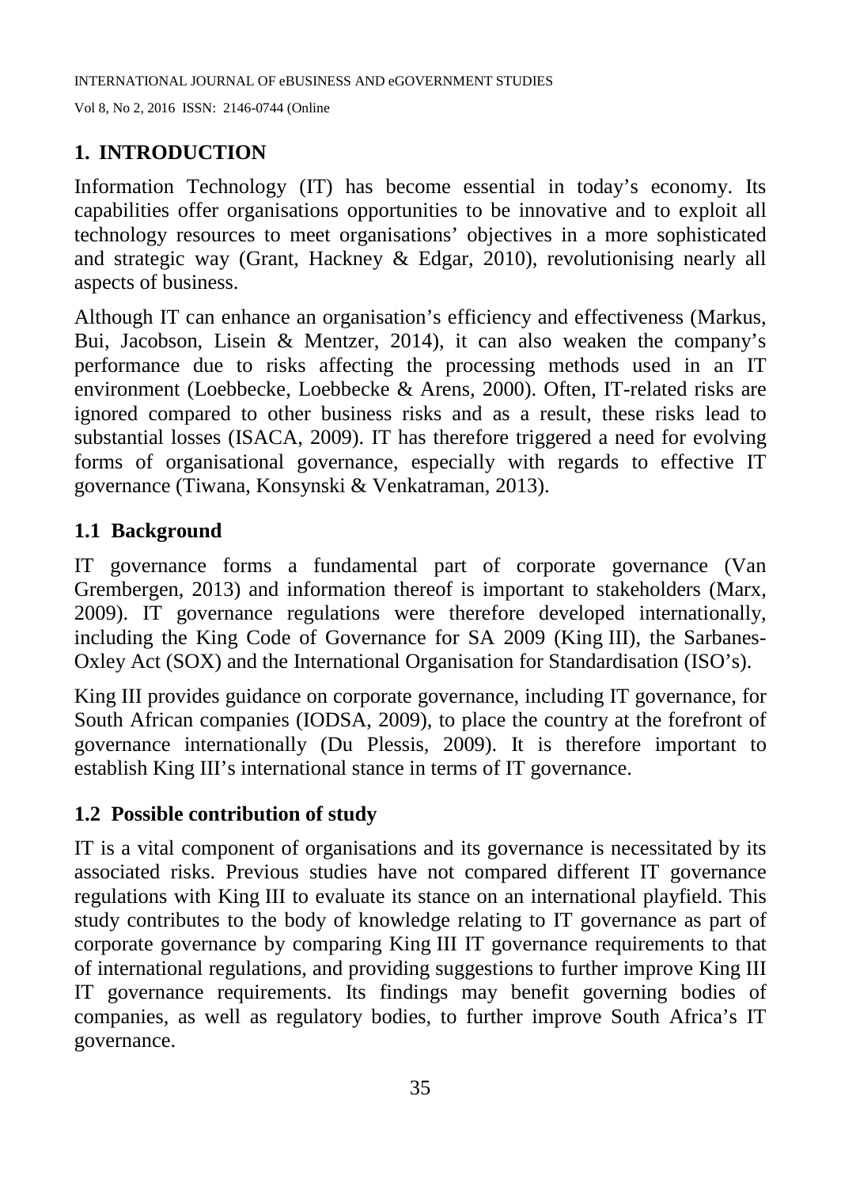## 1. INTRODUCTION

Information Technology (IT) has become essential in today's economy. Its capabilities offer organisations opportunities to be innovative and to exploit all technology resources to meet organisations' objectives in a more sophisticated and strategic way (Grant, Hackney & Edgar, 2010), revolutionising nearly all aspects of business.

Although IT can enhance an organisation's efficiency and effectiveness (Markus, Bui, Jacobson, Lisein & Mentzer, 2014), it can also weaken the company's performance due to risks affecting the processing methods used in an IT environment (Loebbecke, Loebbecke & Arens, 2000). Often, IT-related risks are ignored compared to other business risks and as a result, these risks lead to substantial losses (ISACA, 2009). IT has therefore triggered a need for evolving forms of organisational governance, especially with regards to effective IT governance (Tiwana, Konsynski & Venkatraman, 2013).

### 1.1 Background

IT governance forms a fundamental part of corporate governance (Van Grembergen, 2013) and information thereof is important to stakeholders (Marx, 2009). IT governance regulations were therefore developed internationally, including the King Code of Governance for SA 2009 (King III), the Sarbanes-Oxley Act (SOX) and the International Organisation for Standardisation (ISO's).

King III provides guidance on corporate governance, including IT governance, for South African companies (IODSA, 2009), to place the country at the forefront of governance internationally (Du Plessis, 2009). It is therefore important to establish King III's international stance in terms of IT governance.

### 1.2 Possible contribution of study

IT is a vital component of organisations and its governance is necessitated by its associated risks. Previous studies have not compared different IT governance regulations with King III to evaluate its stance on an international playfield. This study contributes to the body of knowledge relating to IT governance as part of corporate governance by comparing King III IT governance requirements to that of international regulations, and providing suggestions to further improve King III IT governance requirements. Its findings may benefit governing bodies of companies, as well as regulatory bodies, to further improve South Africa's IT governance.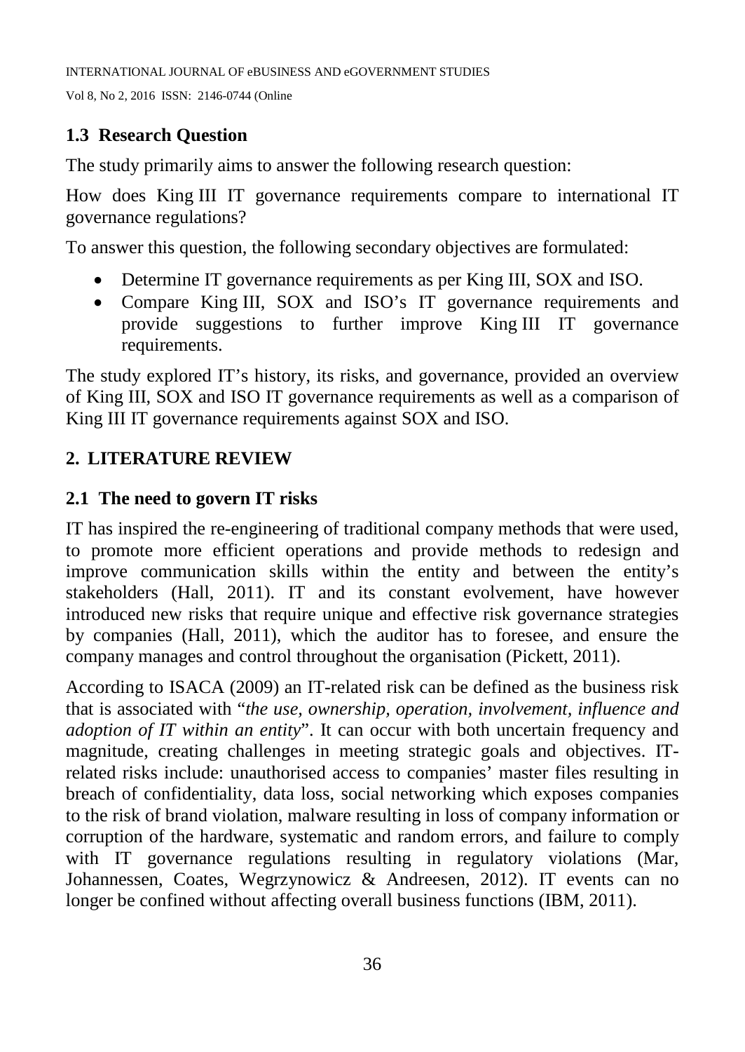### 1.3 Research Question

The study primarily aims to answer the following research question:

How does King III IT governance requirements compare to international IT governance regulations?

To answer this question, the following secondary objectives are formulated:

- Determine IT governance requirements as per King III, SOX and ISO.
- Compare King III, SOX and ISO's IT governance requirements and provide suggestions to further improve King III IT governance requirements.

The study explored IT's history, its risks, and governance, provided an overview of King III, SOX and ISO IT governance requirements as well as a comparison of King III IT governance requirements against SOX and ISO.

## 2. LITERATURE REVIEW

### 2.1 The need to govern IT risks

IT has inspired the re-engineering of traditional company methods that were used, to promote more efficient operations and provide methods to redesign and improve communication skills within the entity and between the entity's stakeholders (Hall, 2011). IT and its constant evolvement, have however introduced new risks that require unique and effective risk governance strategies by companies (Hall, 2011), which the auditor has to foresee, and ensure the company manages and control throughout the organisation (Pickett, 2011).

According to ISACA (2009) an IT-related risk can be defined as the business risk that is associated with "*the use, ownership, operation, involvement, influence and adoption of IT within an entity*". It can occur with both uncertain frequency and magnitude, creating challenges in meeting strategic goals and objectives. IT-related risks include: unauthorised access to companies' master files resulting in breach of confidentiality, data loss, social networking which exposes companies to the risk of brand violation, malware resulting in loss of company information or corruption of the hardware, systematic and random errors, and failure to comply with IT governance regulations resulting in regulatory violations (Mar, Johannessen, Coates, Wegrzynowicz & Andreesen, 2012). IT events can no longer be confined without affecting overall business functions (IBM, 2011).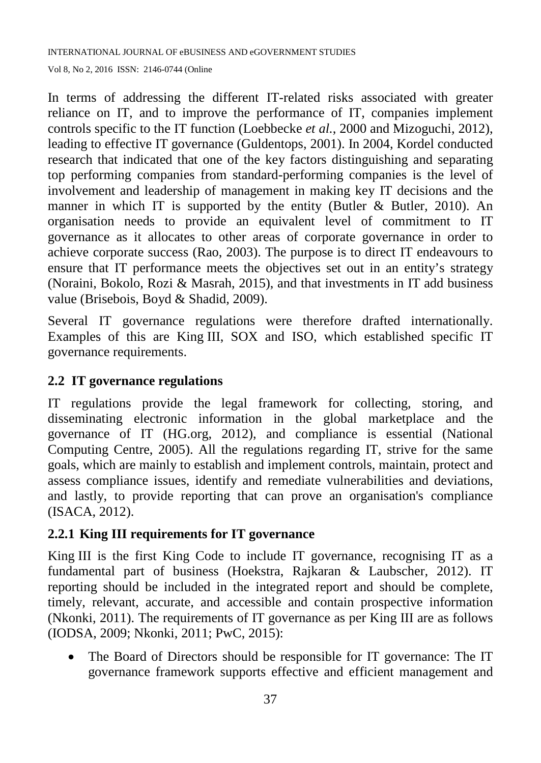In terms of addressing the different IT-related risks associated with greater reliance on IT, and to improve the performance of IT, companies implement controls specific to the IT function (Loebbecke *et al.*, 2000 and Mizoguchi, 2012), leading to effective IT governance (Guldentops, 2001). In 2004, Kordel conducted research that indicated that one of the key factors distinguishing and separating top performing companies from standard-performing companies is the level of involvement and leadership of management in making key IT decisions and the manner in which IT is supported by the entity (Butler & Butler, 2010). An organisation needs to provide an equivalent level of commitment to IT governance as it allocates to other areas of corporate governance in order to achieve corporate success (Rao, 2003). The purpose is to direct IT endeavours to ensure that IT performance meets the objectives set out in an entity's strategy (Noraini, Bokolo, Rozi & Masrah, 2015), and that investments in IT add business value (Brisebois, Boyd & Shadid, 2009).

Several IT governance regulations were therefore drafted internationally. Examples of this are King III, SOX and ISO, which established specific IT governance requirements.

## 2.2 IT governance regulations

IT regulations provide the legal framework for collecting, storing, and disseminating electronic information in the global marketplace and the governance of IT (HG.org, 2012), and compliance is essential (National Computing Centre, 2005). All the regulations regarding IT, strive for the same goals, which are mainly to establish and implement controls, maintain, protect and assess compliance issues, identify and remediate vulnerabilities and deviations, and lastly, to provide reporting that can prove an organisation's compliance (ISACA, 2012).

### 2.2.1 King III requirements for IT governance

King III is the first King Code to include IT governance, recognising IT as a fundamental part of business (Hoekstra, Rajkaran & Laubscher, 2012). IT reporting should be included in the integrated report and should be complete, timely, relevant, accurate, and accessible and contain prospective information (Nkonki, 2011). The requirements of IT governance as per King III are as follows (IODSA, 2009; Nkonki, 2011; PwC, 2015):

- The Board of Directors should be responsible for IT governance: The IT governance framework supports effective and efficient management and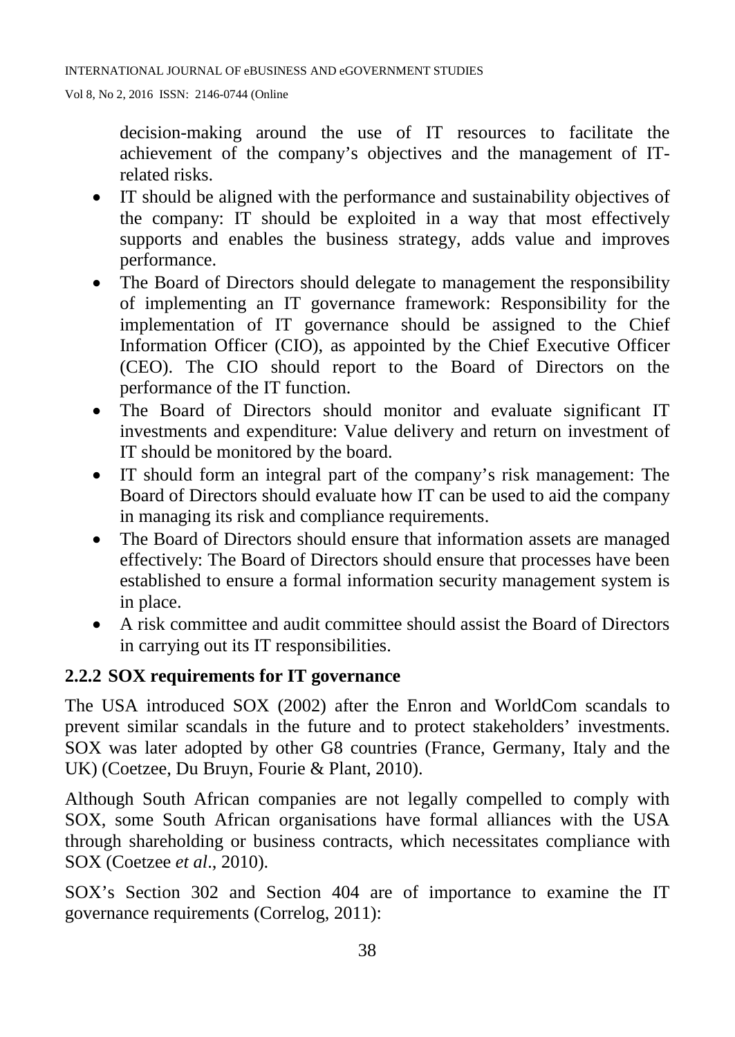decision-making around the use of IT resources to facilitate the achievement of the company's objectives and the management of IT-related risks.

- IT should be aligned with the performance and sustainability objectives of the company: IT should be exploited in a way that most effectively supports and enables the business strategy, adds value and improves performance.
- The Board of Directors should delegate to management the responsibility of implementing an IT governance framework: Responsibility for the implementation of IT governance should be assigned to the Chief Information Officer (CIO), as appointed by the Chief Executive Officer (CEO). The CIO should report to the Board of Directors on the performance of the IT function.
- The Board of Directors should monitor and evaluate significant IT investments and expenditure: Value delivery and return on investment of IT should be monitored by the board.
- IT should form an integral part of the company's risk management: The Board of Directors should evaluate how IT can be used to aid the company in managing its risk and compliance requirements.
- The Board of Directors should ensure that information assets are managed effectively: The Board of Directors should ensure that processes have been established to ensure a formal information security management system is in place.
- A risk committee and audit committee should assist the Board of Directors in carrying out its IT responsibilities.

### 2.2.2 SOX requirements for IT governance

The USA introduced SOX (2002) after the Enron and WorldCom scandals to prevent similar scandals in the future and to protect stakeholders' investments. SOX was later adopted by other G8 countries (France, Germany, Italy and the UK) (Coetzee, Du Bruyn, Fourie & Plant, 2010).

Although South African companies are not legally compelled to comply with SOX, some South African organisations have formal alliances with the USA through shareholding or business contracts, which necessitates compliance with SOX (Coetzee *et al*., 2010).

SOX's Section 302 and Section 404 are of importance to examine the IT governance requirements (Correlog, 2011):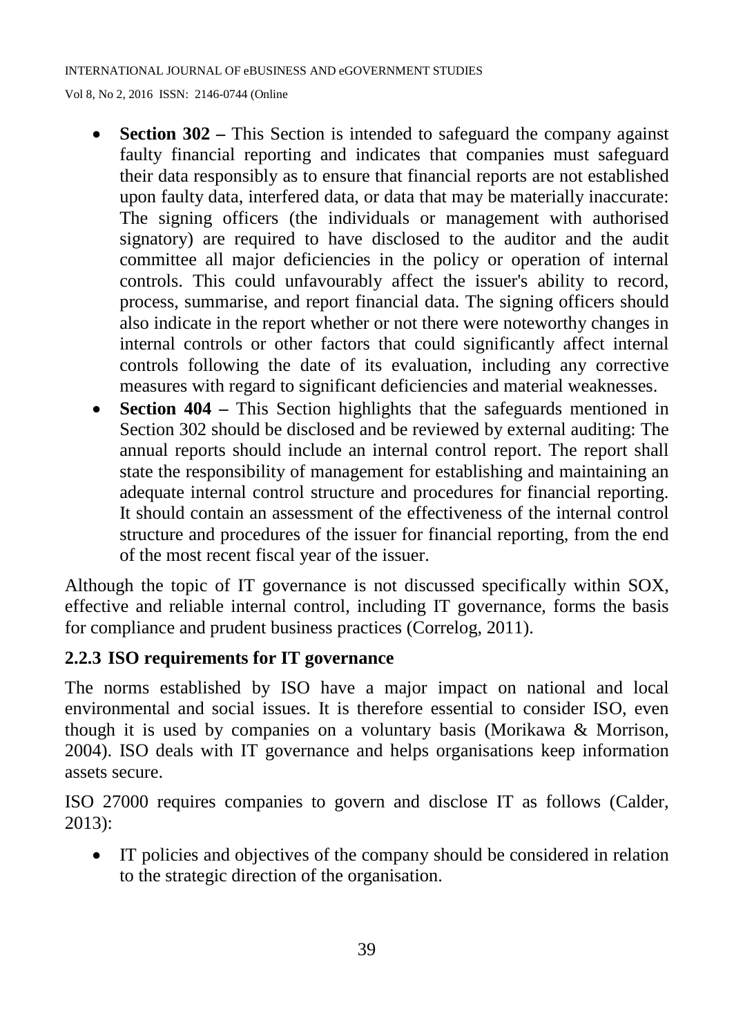- **Section 302 –** This Section is intended to safeguard the company against faulty financial reporting and indicates that companies must safeguard their data responsibly as to ensure that financial reports are not established upon faulty data, interfered data, or data that may be materially inaccurate: The signing officers (the individuals or management with authorised signatory) are required to have disclosed to the auditor and the audit committee all major deficiencies in the policy or operation of internal controls. This could unfavourably affect the issuer's ability to record, process, summarise, and report financial data. The signing officers should also indicate in the report whether or not there were noteworthy changes in internal controls or other factors that could significantly affect internal controls following the date of its evaluation, including any corrective measures with regard to significant deficiencies and material weaknesses.
- **Section 404 –** This Section highlights that the safeguards mentioned in Section 302 should be disclosed and be reviewed by external auditing: The annual reports should include an internal control report. The report shall state the responsibility of management for establishing and maintaining an adequate internal control structure and procedures for financial reporting. It should contain an assessment of the effectiveness of the internal control structure and procedures of the issuer for financial reporting, from the end of the most recent fiscal year of the issuer.

Although the topic of IT governance is not discussed specifically within SOX, effective and reliable internal control, including IT governance, forms the basis for compliance and prudent business practices (Correlog, 2011).

### 2.2.3 ISO requirements for IT governance

The norms established by ISO have a major impact on national and local environmental and social issues. It is therefore essential to consider ISO, even though it is used by companies on a voluntary basis (Morikawa & Morrison, 2004). ISO deals with IT governance and helps organisations keep information assets secure.

ISO 27000 requires companies to govern and disclose IT as follows (Calder, 2013):

- IT policies and objectives of the company should be considered in relation to the strategic direction of the organisation.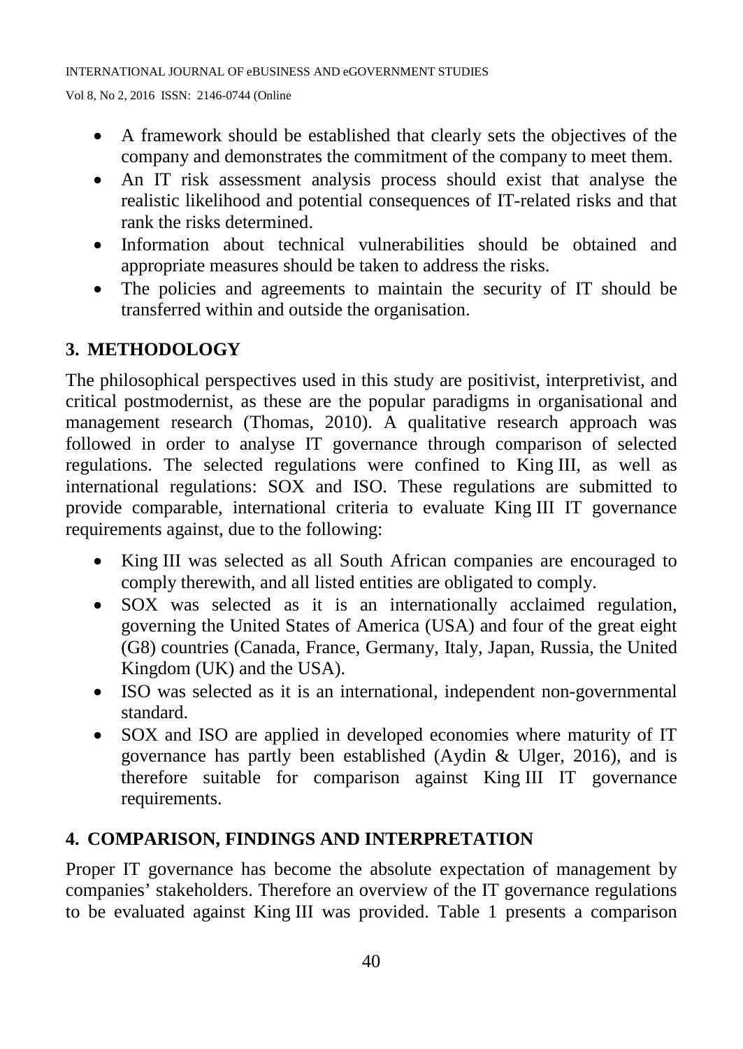- A framework should be established that clearly sets the objectives of the company and demonstrates the commitment of the company to meet them.
- An IT risk assessment analysis process should exist that analyse the realistic likelihood and potential consequences of IT-related risks and that rank the risks determined.
- Information about technical vulnerabilities should be obtained and appropriate measures should be taken to address the risks.
- The policies and agreements to maintain the security of IT should be transferred within and outside the organisation.

## 3. METHODOLOGY

The philosophical perspectives used in this study are positivist, interpretivist, and critical postmodernist, as these are the popular paradigms in organisational and management research (Thomas, 2010). A qualitative research approach was followed in order to analyse IT governance through comparison of selected regulations. The selected regulations were confined to King III, as well as international regulations: SOX and ISO. These regulations are submitted to provide comparable, international criteria to evaluate King III IT governance requirements against, due to the following:

- King III was selected as all South African companies are encouraged to comply therewith, and all listed entities are obligated to comply.
- SOX was selected as it is an internationally acclaimed regulation, governing the United States of America (USA) and four of the great eight (G8) countries (Canada, France, Germany, Italy, Japan, Russia, the United Kingdom (UK) and the USA).
- ISO was selected as it is an international, independent non-governmental standard.
- SOX and ISO are applied in developed economies where maturity of IT governance has partly been established (Aydin & Ulger, 2016), and is therefore suitable for comparison against King III IT governance requirements.

## 4. COMPARISON, FINDINGS AND INTERPRETATION

Proper IT governance has become the absolute expectation of management by companies' stakeholders. Therefore an overview of the IT governance regulations to be evaluated against King III was provided. Table 1 presents a comparison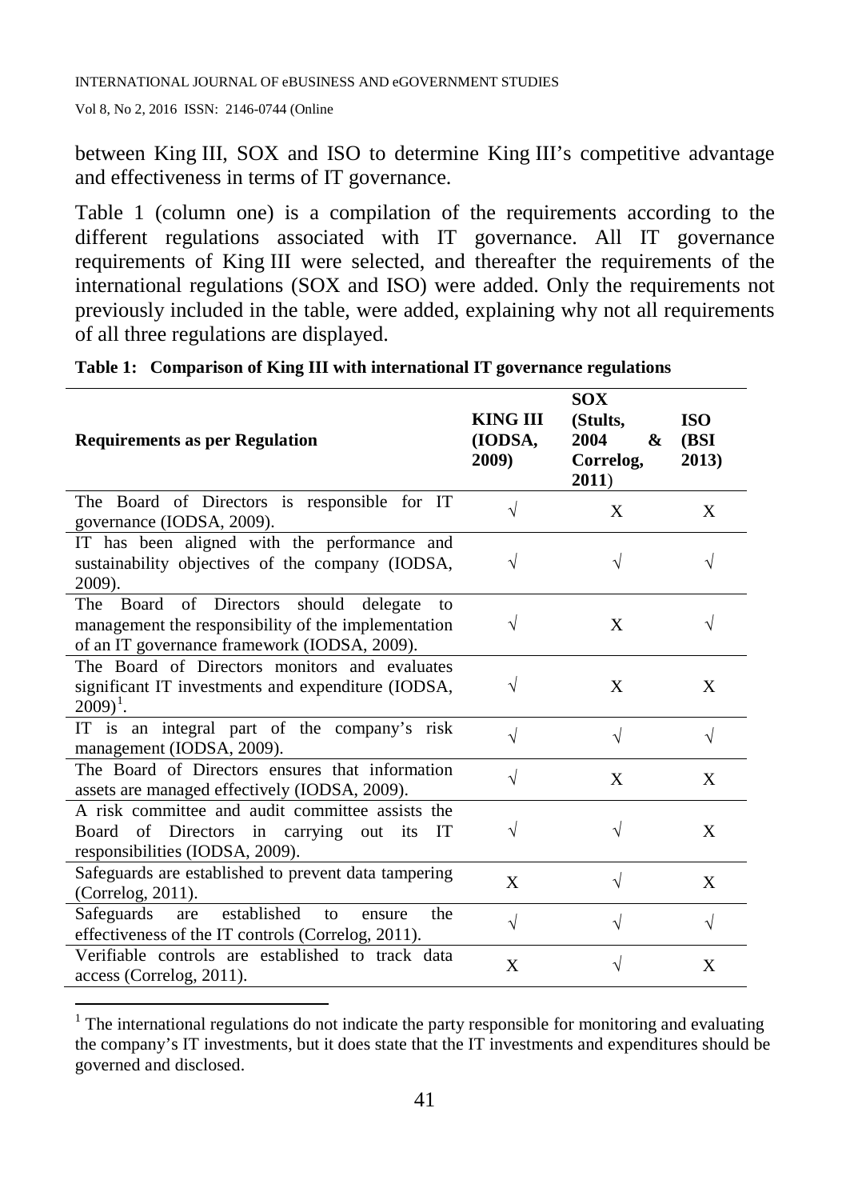between King III, SOX and ISO to determine King III's competitive advantage and effectiveness in terms of IT governance.

Table 1 (column one) is a compilation of the requirements according to the different regulations associated with IT governance. All IT governance requirements of King III were selected, and thereafter the requirements of the international regulations (SOX and ISO) were added. Only the requirements not previously included in the table, were added, explaining why not all requirements of all three regulations are displayed.

**Table 1: Comparison of King III with international IT governance regulations**

| Requirements as per Regulation | KING III (IODSA, 2009) | SOX (Stults, 2004 & Correlog, 2011) | ISO (BSI 2013) |
|---|---|---|---|
| The Board of Directors is responsible for IT governance (IODSA, 2009). | √ | X | X |
| IT has been aligned with the performance and sustainability objectives of the company (IODSA, 2009). | √ | √ | √ |
| The Board of Directors should delegate to management the responsibility of the implementation of an IT governance framework (IODSA, 2009). | √ | X | √ |
| The Board of Directors monitors and evaluates significant IT investments and expenditure (IODSA, 2009)[1]. | √ | X | X |
| IT is an integral part of the company's risk management (IODSA, 2009). | √ | √ | √ |
| The Board of Directors ensures that information assets are managed effectively (IODSA, 2009). | √ | X | X |
| A risk committee and audit committee assists the Board of Directors in carrying out its IT responsibilities (IODSA, 2009). | √ | √ | X |
| Safeguards are established to prevent data tampering (Correlog, 2011). | X | √ | X |
| Safeguards are established to ensure the effectiveness of the IT controls (Correlog, 2011). | √ | √ | √ |
| Verifiable controls are established to track data access (Correlog, 2011). | X | √ | X |

[1] The international regulations do not indicate the party responsible for monitoring and evaluating the company's IT investments, but it does state that the IT investments and expenditures should be governed and disclosed.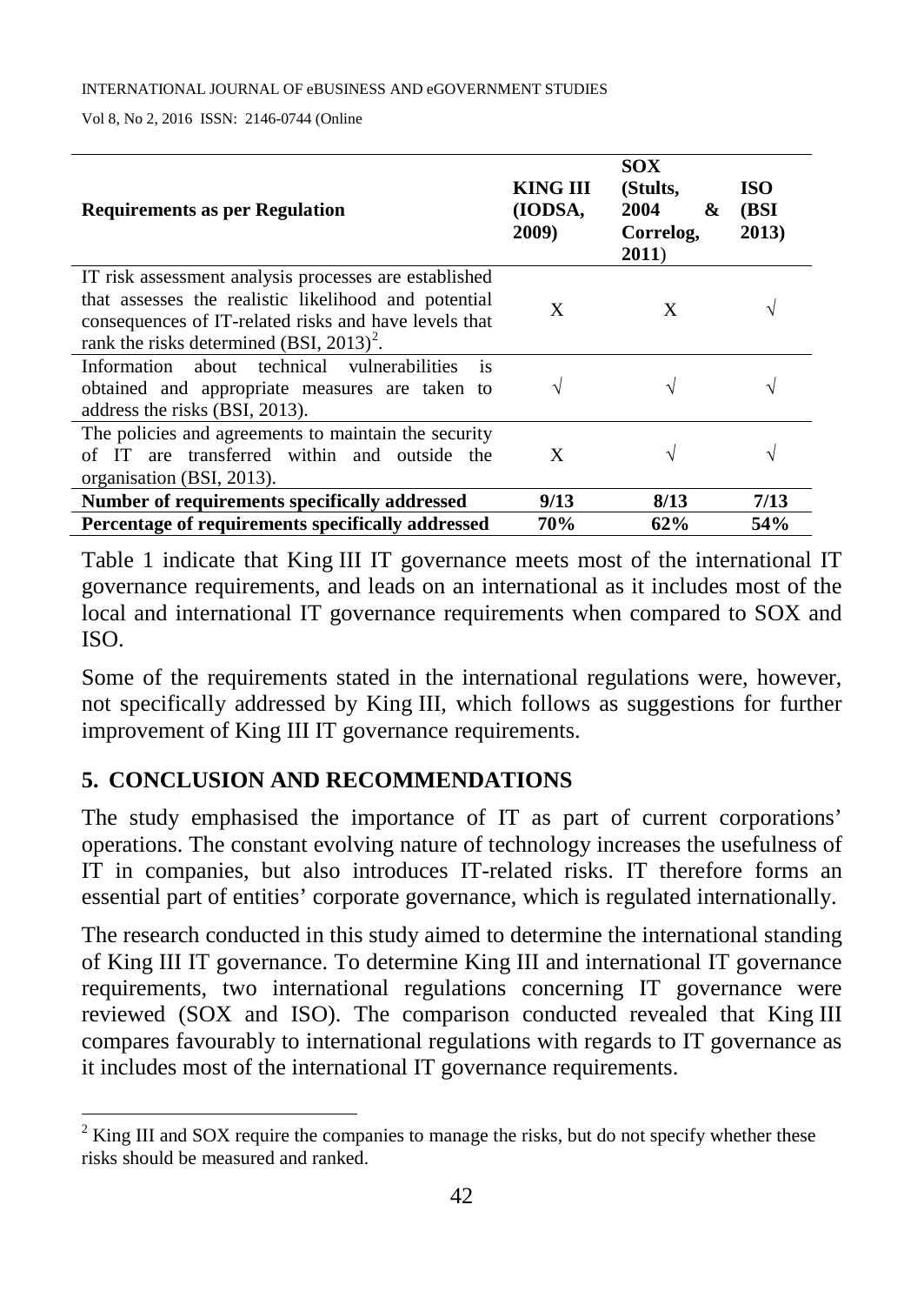| Requirements as per Regulation | KING III (IODSA, 2009) | SOX (Stults, 2004 & Correlog, 2011) | ISO (BSI 2013) |
|---|---|---|---|
| IT risk assessment analysis processes are established that assesses the realistic likelihood and potential consequences of IT-related risks and have levels that rank the risks determined (BSI, 2013)[2]. | X | X | √ |
| Information about technical vulnerabilities is obtained and appropriate measures are taken to address the risks (BSI, 2013). | √ | √ | √ |
| The policies and agreements to maintain the security of IT are transferred within and outside the organisation (BSI, 2013). | X | √ | √ |
| **Number of requirements specifically addressed** | **9/13** | **8/13** | **7/13** |
| **Percentage of requirements specifically addressed** | **70%** | **62%** | **54%** |

Table 1 indicate that King III IT governance meets most of the international IT governance requirements, and leads on an international as it includes most of the local and international IT governance requirements when compared to SOX and ISO.

Some of the requirements stated in the international regulations were, however, not specifically addressed by King III, which follows as suggestions for further improvement of King III IT governance requirements.

## 5. CONCLUSION AND RECOMMENDATIONS

The study emphasised the importance of IT as part of current corporations' operations. The constant evolving nature of technology increases the usefulness of IT in companies, but also introduces IT-related risks. IT therefore forms an essential part of entities' corporate governance, which is regulated internationally.

The research conducted in this study aimed to determine the international standing of King III IT governance. To determine King III and international IT governance requirements, two international regulations concerning IT governance were reviewed (SOX and ISO). The comparison conducted revealed that King III compares favourably to international regulations with regards to IT governance as it includes most of the international IT governance requirements.

[2] King III and SOX require the companies to manage the risks, but do not specify whether these risks should be measured and ranked.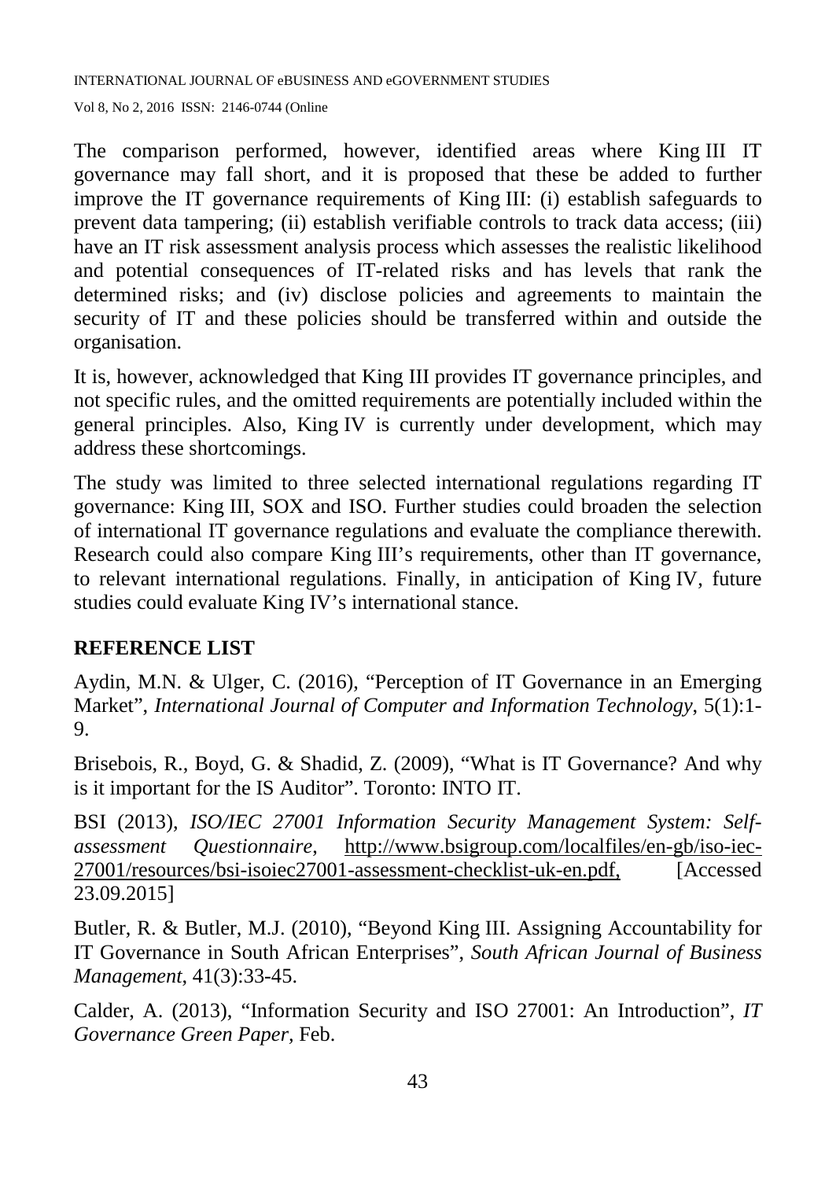The comparison performed, however, identified areas where King III IT governance may fall short, and it is proposed that these be added to further improve the IT governance requirements of King III: (i) establish safeguards to prevent data tampering; (ii) establish verifiable controls to track data access; (iii) have an IT risk assessment analysis process which assesses the realistic likelihood and potential consequences of IT-related risks and has levels that rank the determined risks; and (iv) disclose policies and agreements to maintain the security of IT and these policies should be transferred within and outside the organisation.

It is, however, acknowledged that King III provides IT governance principles, and not specific rules, and the omitted requirements are potentially included within the general principles. Also, King IV is currently under development, which may address these shortcomings.

The study was limited to three selected international regulations regarding IT governance: King III, SOX and ISO. Further studies could broaden the selection of international IT governance regulations and evaluate the compliance therewith. Research could also compare King III's requirements, other than IT governance, to relevant international regulations. Finally, in anticipation of King IV, future studies could evaluate King IV's international stance.

## REFERENCE LIST

Aydin, M.N. & Ulger, C. (2016), "Perception of IT Governance in an Emerging Market", *International Journal of Computer and Information Technology*, 5(1):1-9.

Brisebois, R., Boyd, G. & Shadid, Z. (2009), "What is IT Governance? And why is it important for the IS Auditor". Toronto: INTO IT.

BSI (2013), *ISO/IEC 27001 Information Security Management System: Self-assessment Questionnaire*, http://www.bsigroup.com/localfiles/en-gb/iso-iec-27001/resources/bsi-isoiec27001-assessment-checklist-uk-en.pdf, [Accessed 23.09.2015]

Butler, R. & Butler, M.J. (2010), "Beyond King III. Assigning Accountability for IT Governance in South African Enterprises", *South African Journal of Business Management*, 41(3):33-45.

Calder, A. (2013), "Information Security and ISO 27001: An Introduction", *IT Governance Green Paper*, Feb.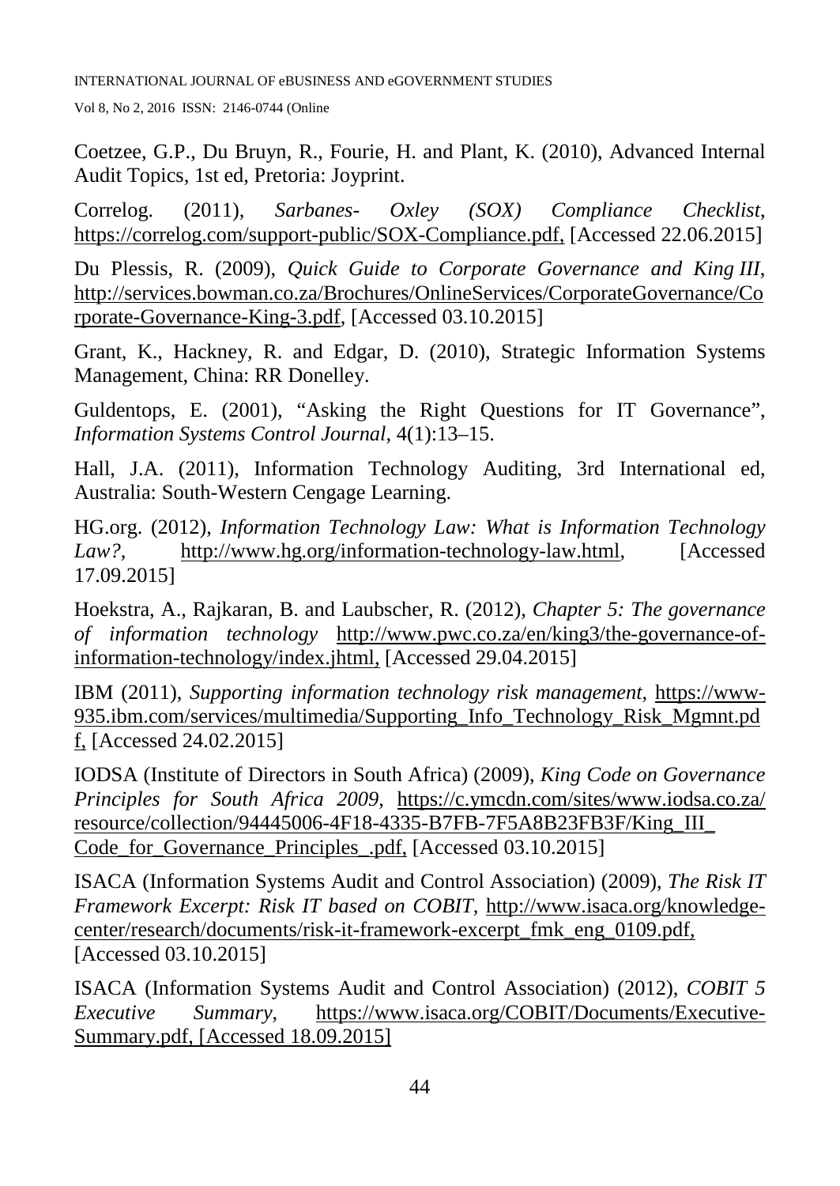Coetzee, G.P., Du Bruyn, R., Fourie, H. and Plant, K. (2010), Advanced Internal Audit Topics, 1st ed, Pretoria: Joyprint.

Correlog. (2011), *Sarbanes- Oxley (SOX) Compliance Checklist*, https://correlog.com/support-public/SOX-Compliance.pdf, [Accessed 22.06.2015]

Du Plessis, R. (2009), *Quick Guide to Corporate Governance and King III*, http://services.bowman.co.za/Brochures/OnlineServices/CorporateGovernance/Corporate-Governance-King-3.pdf, [Accessed 03.10.2015]

Grant, K., Hackney, R. and Edgar, D. (2010), Strategic Information Systems Management, China: RR Donelley.

Guldentops, E. (2001), "Asking the Right Questions for IT Governance", *Information Systems Control Journal*, 4(1):13–15.

Hall, J.A. (2011), Information Technology Auditing, 3rd International ed, Australia: South-Western Cengage Learning.

HG.org. (2012), *Information Technology Law: What is Information Technology Law?*, http://www.hg.org/information-technology-law.html, [Accessed 17.09.2015]

Hoekstra, A., Rajkaran, B. and Laubscher, R. (2012), *Chapter 5: The governance of information technology* http://www.pwc.co.za/en/king3/the-governance-of-information-technology/index.jhtml, [Accessed 29.04.2015]

IBM (2011), *Supporting information technology risk management*, https://www-935.ibm.com/services/multimedia/Supporting_Info_Technology_Risk_Mgmnt.pdf, [Accessed 24.02.2015]

IODSA (Institute of Directors in South Africa) (2009), *King Code on Governance Principles for South Africa 2009*, https://c.ymcdn.com/sites/www.iodsa.co.za/resource/collection/94445006-4F18-4335-B7FB-7F5A8B23FB3F/King_III_Code_for_Governance_Principles_.pdf, [Accessed 03.10.2015]

ISACA (Information Systems Audit and Control Association) (2009), *The Risk IT Framework Excerpt: Risk IT based on COBIT*, http://www.isaca.org/knowledge-center/research/documents/risk-it-framework-excerpt_fmk_eng_0109.pdf, [Accessed 03.10.2015]

ISACA (Information Systems Audit and Control Association) (2012), *COBIT 5 Executive Summary*, https://www.isaca.org/COBIT/Documents/Executive-Summary.pdf, [Accessed 18.09.2015]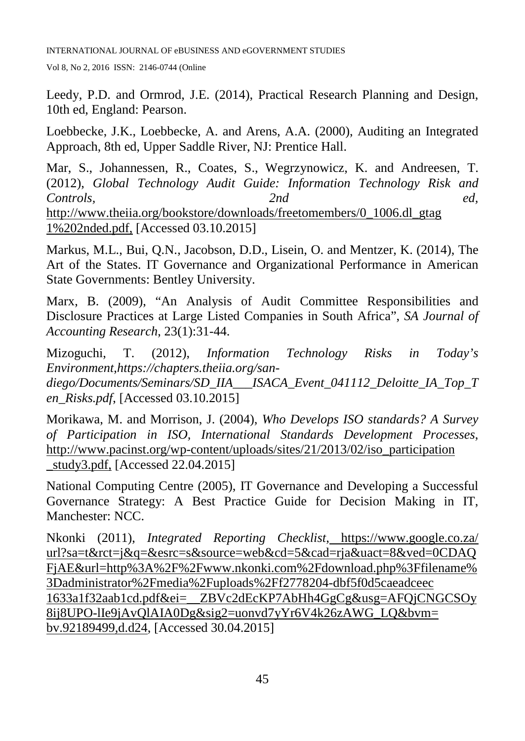Leedy, P.D. and Ormrod, J.E. (2014), Practical Research Planning and Design, 10th ed, England: Pearson.

Loebbecke, J.K., Loebbecke, A. and Arens, A.A. (2000), Auditing an Integrated Approach, 8th ed, Upper Saddle River, NJ: Prentice Hall.

Mar, S., Johannessen, R., Coates, S., Wegrzynowicz, K. and Andreesen, T. (2012), *Global Technology Audit Guide: Information Technology Risk and Controls*, *2nd ed*, http://www.theiia.org/bookstore/downloads/freetomembers/0_1006.dl_gtag 1%202nded.pdf, [Accessed 03.10.2015]

Markus, M.L., Bui, Q.N., Jacobson, D.D., Lisein, O. and Mentzer, K. (2014), The Art of the States. IT Governance and Organizational Performance in American State Governments: Bentley University.

Marx, B. (2009), "An Analysis of Audit Committee Responsibilities and Disclosure Practices at Large Listed Companies in South Africa", *SA Journal of Accounting Research*, 23(1):31-44.

Mizoguchi, T. (2012), *Information Technology Risks in Today's Environment,https://chapters.theiia.org/san-diego/Documents/Seminars/SD_IIA___ISACA_Event_041112_Deloitte_IA_Top_Ten_Risks.pdf*, [Accessed 03.10.2015]

Morikawa, M. and Morrison, J. (2004), *Who Develops ISO standards? A Survey of Participation in ISO, International Standards Development Processes*, http://www.pacinst.org/wp-content/uploads/sites/21/2013/02/iso_participation _study3.pdf, [Accessed 22.04.2015]

National Computing Centre (2005), IT Governance and Developing a Successful Governance Strategy: A Best Practice Guide for Decision Making in IT, Manchester: NCC.

Nkonki (2011), *Integrated Reporting Checklist*, https://www.google.co.za/url?sa=t&rct=j&q=&esrc=s&source=web&cd=5&cad=rja&uact=8&ved=0CDAQFjAE&url=http%3A%2F%2Fwww.nkonki.com%2Fdownload.php%3Ffilename%3Dadministrator%2Fmedia%2Fuploads%2Ff2778204-dbf5f0d5caeadceec 1633a1f32aab1cd.pdf&ei=__ZBVc2dEcKP7AbHh4GgCg&usg=AFQjCNGCSOy8ij8UPO-lIe9jAvQlAIA0Dg&sig2=uonvd7yYr6V4k26zAWG_LQ&bvm=bv.92189499,d.d24, [Accessed 30.04.2015]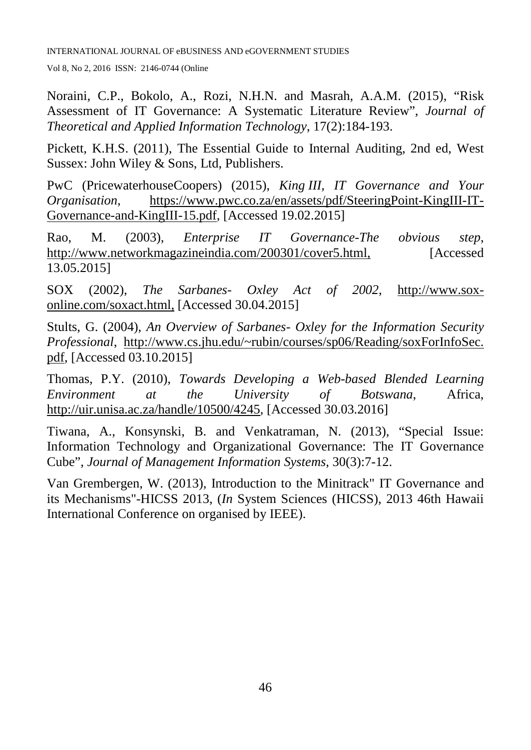Noraini, C.P., Bokolo, A., Rozi, N.H.N. and Masrah, A.A.M. (2015), "Risk Assessment of IT Governance: A Systematic Literature Review", *Journal of Theoretical and Applied Information Technology*, 17(2):184-193.

Pickett, K.H.S. (2011), The Essential Guide to Internal Auditing, 2nd ed, West Sussex: John Wiley & Sons, Ltd, Publishers.

PwC (PricewaterhouseCoopers) (2015), *King III, IT Governance and Your Organisation*, https://www.pwc.co.za/en/assets/pdf/SteeringPoint-KingIII-IT-Governance-and-KingIII-15.pdf, [Accessed 19.02.2015]

Rao, M. (2003), *Enterprise IT Governance-The obvious step*, http://www.networkmagazineindia.com/200301/cover5.html, [Accessed 13.05.2015]

SOX (2002), *The Sarbanes- Oxley Act of 2002*, http://www.sox-online.com/soxact.html, [Accessed 30.04.2015]

Stults, G. (2004), *An Overview of Sarbanes- Oxley for the Information Security Professional*, http://www.cs.jhu.edu/~rubin/courses/sp06/Reading/soxForInfoSec.pdf, [Accessed 03.10.2015]

Thomas, P.Y. (2010), *Towards Developing a Web-based Blended Learning Environment at the University of Botswana*, Africa, http://uir.unisa.ac.za/handle/10500/4245, [Accessed 30.03.2016]

Tiwana, A., Konsynski, B. and Venkatraman, N. (2013), "Special Issue: Information Technology and Organizational Governance: The IT Governance Cube", *Journal of Management Information Systems*, 30(3):7-12.

Van Grembergen, W. (2013), Introduction to the Minitrack" IT Governance and its Mechanisms"-HICSS 2013, (*In* System Sciences (HICSS), 2013 46th Hawaii International Conference on organised by IEEE).